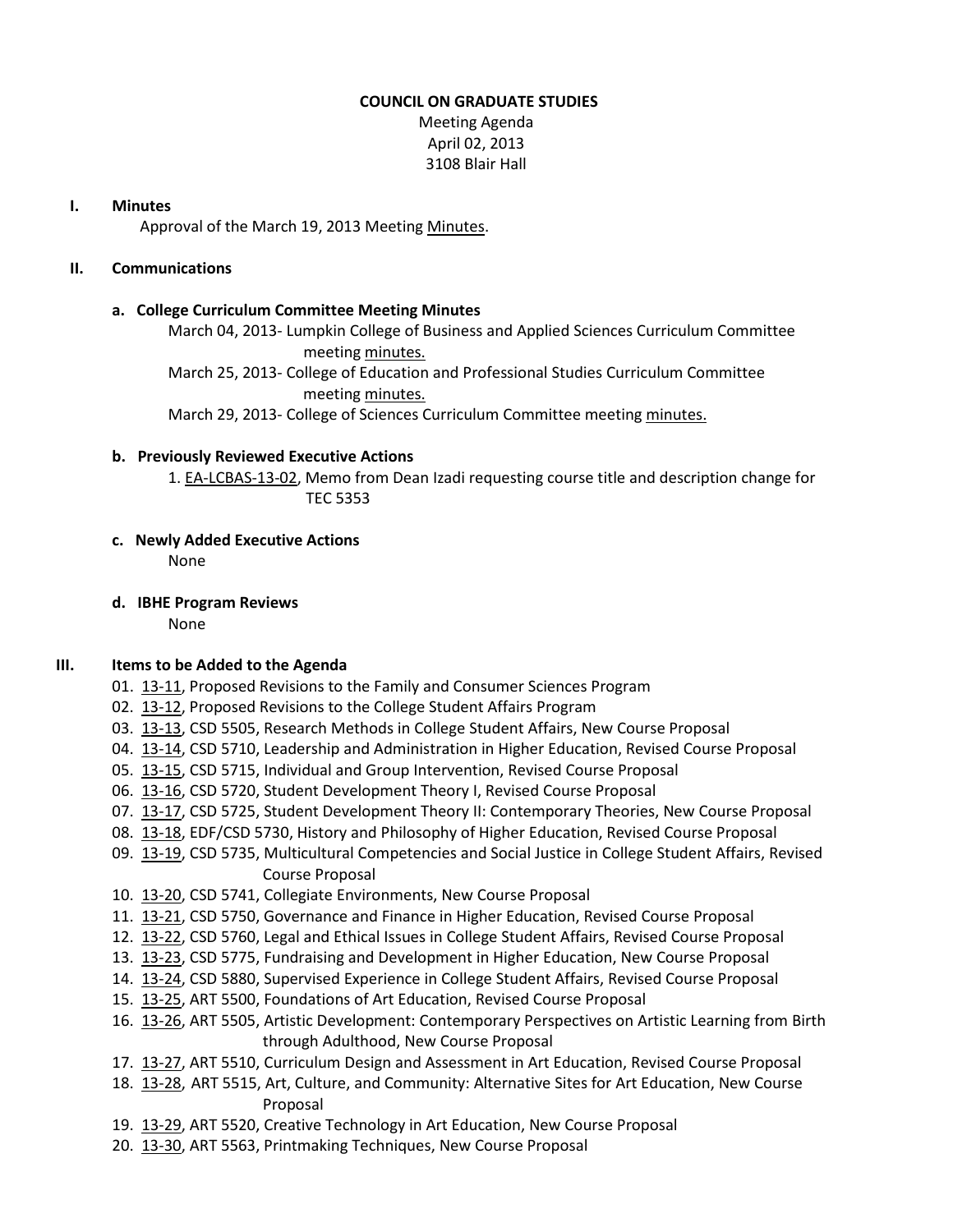**COUNCIL ON GRADUATE STUDIES**

Meeting Agenda
April 02, 2013
3108 Blair Hall

## I. Minutes

Approval of the March 19, 2013 Meeting Minutes.

## II. Communications

### a. College Curriculum Committee Meeting Minutes

March 04, 2013- Lumpkin College of Business and Applied Sciences Curriculum Committee meeting minutes.

March 25, 2013- College of Education and Professional Studies Curriculum Committee meeting minutes.

March 29, 2013- College of Sciences Curriculum Committee meeting minutes.

### b. Previously Reviewed Executive Actions

1. EA-LCBAS-13-02, Memo from Dean Izadi requesting course title and description change for TEC 5353

### c. Newly Added Executive Actions

None

### d. IBHE Program Reviews

None

## III. Items to be Added to the Agenda

01. 13-11, Proposed Revisions to the Family and Consumer Sciences Program
02. 13-12, Proposed Revisions to the College Student Affairs Program
03. 13-13, CSD 5505, Research Methods in College Student Affairs, New Course Proposal
04. 13-14, CSD 5710, Leadership and Administration in Higher Education, Revised Course Proposal
05. 13-15, CSD 5715, Individual and Group Intervention, Revised Course Proposal
06. 13-16, CSD 5720, Student Development Theory I, Revised Course Proposal
07. 13-17, CSD 5725, Student Development Theory II: Contemporary Theories, New Course Proposal
08. 13-18, EDF/CSD 5730, History and Philosophy of Higher Education, Revised Course Proposal
09. 13-19, CSD 5735, Multicultural Competencies and Social Justice in College Student Affairs, Revised Course Proposal
10. 13-20, CSD 5741, Collegiate Environments, New Course Proposal
11. 13-21, CSD 5750, Governance and Finance in Higher Education, Revised Course Proposal
12. 13-22, CSD 5760, Legal and Ethical Issues in College Student Affairs, Revised Course Proposal
13. 13-23, CSD 5775, Fundraising and Development in Higher Education, New Course Proposal
14. 13-24, CSD 5880, Supervised Experience in College Student Affairs, Revised Course Proposal
15. 13-25, ART 5500, Foundations of Art Education, Revised Course Proposal
16. 13-26, ART 5505, Artistic Development: Contemporary Perspectives on Artistic Learning from Birth through Adulthood, New Course Proposal
17. 13-27, ART 5510, Curriculum Design and Assessment in Art Education, Revised Course Proposal
18. 13-28, ART 5515, Art, Culture, and Community: Alternative Sites for Art Education, New Course Proposal
19. 13-29, ART 5520, Creative Technology in Art Education, New Course Proposal
20. 13-30, ART 5563, Printmaking Techniques, New Course Proposal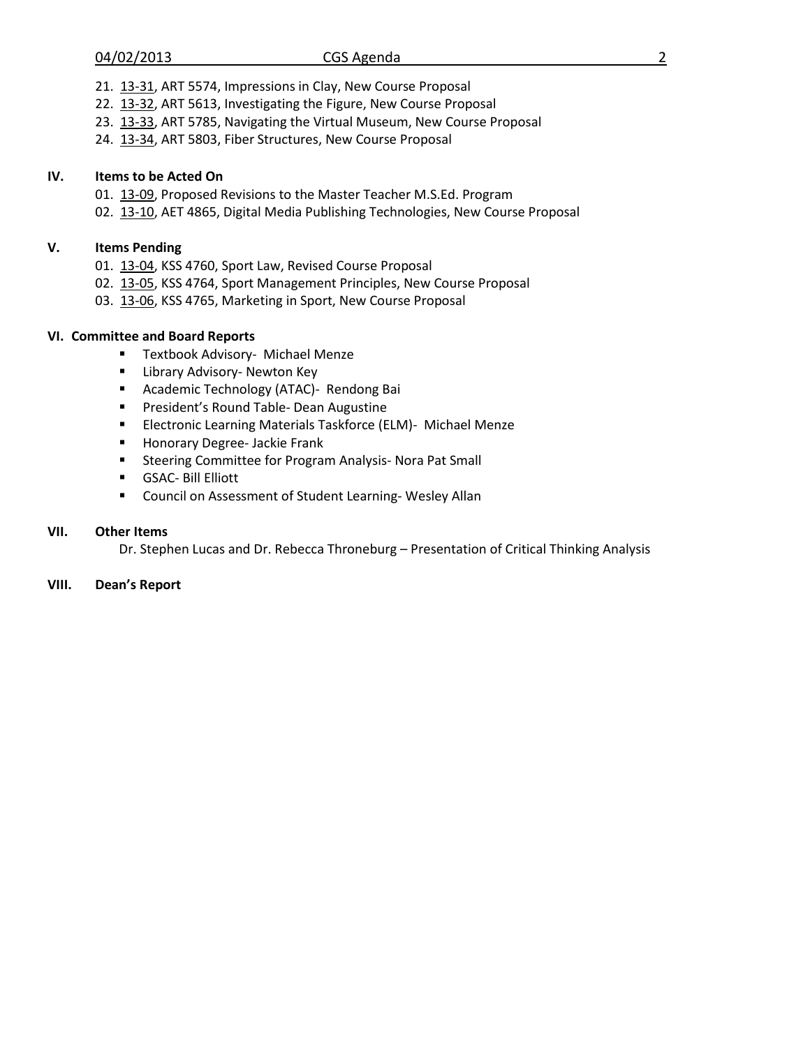21. 13-31, ART 5574, Impressions in Clay, New Course Proposal
22. 13-32, ART 5613, Investigating the Figure, New Course Proposal
23. 13-33, ART 5785, Navigating the Virtual Museum, New Course Proposal
24. 13-34, ART 5803, Fiber Structures, New Course Proposal

## IV. Items to be Acted On

01. 13-09, Proposed Revisions to the Master Teacher M.S.Ed. Program
02. 13-10, AET 4865, Digital Media Publishing Technologies, New Course Proposal

## V. Items Pending

01. 13-04, KSS 4760, Sport Law, Revised Course Proposal
02. 13-05, KSS 4764, Sport Management Principles, New Course Proposal
03. 13-06, KSS 4765, Marketing in Sport, New Course Proposal

## VI. Committee and Board Reports

- Textbook Advisory- Michael Menze
- Library Advisory- Newton Key
- Academic Technology (ATAC)- Rendong Bai
- President's Round Table- Dean Augustine
- Electronic Learning Materials Taskforce (ELM)- Michael Menze
- Honorary Degree- Jackie Frank
- Steering Committee for Program Analysis- Nora Pat Small
- GSAC- Bill Elliott
- Council on Assessment of Student Learning- Wesley Allan

## VII. Other Items

Dr. Stephen Lucas and Dr. Rebecca Throneburg – Presentation of Critical Thinking Analysis

## VIII. Dean's Report